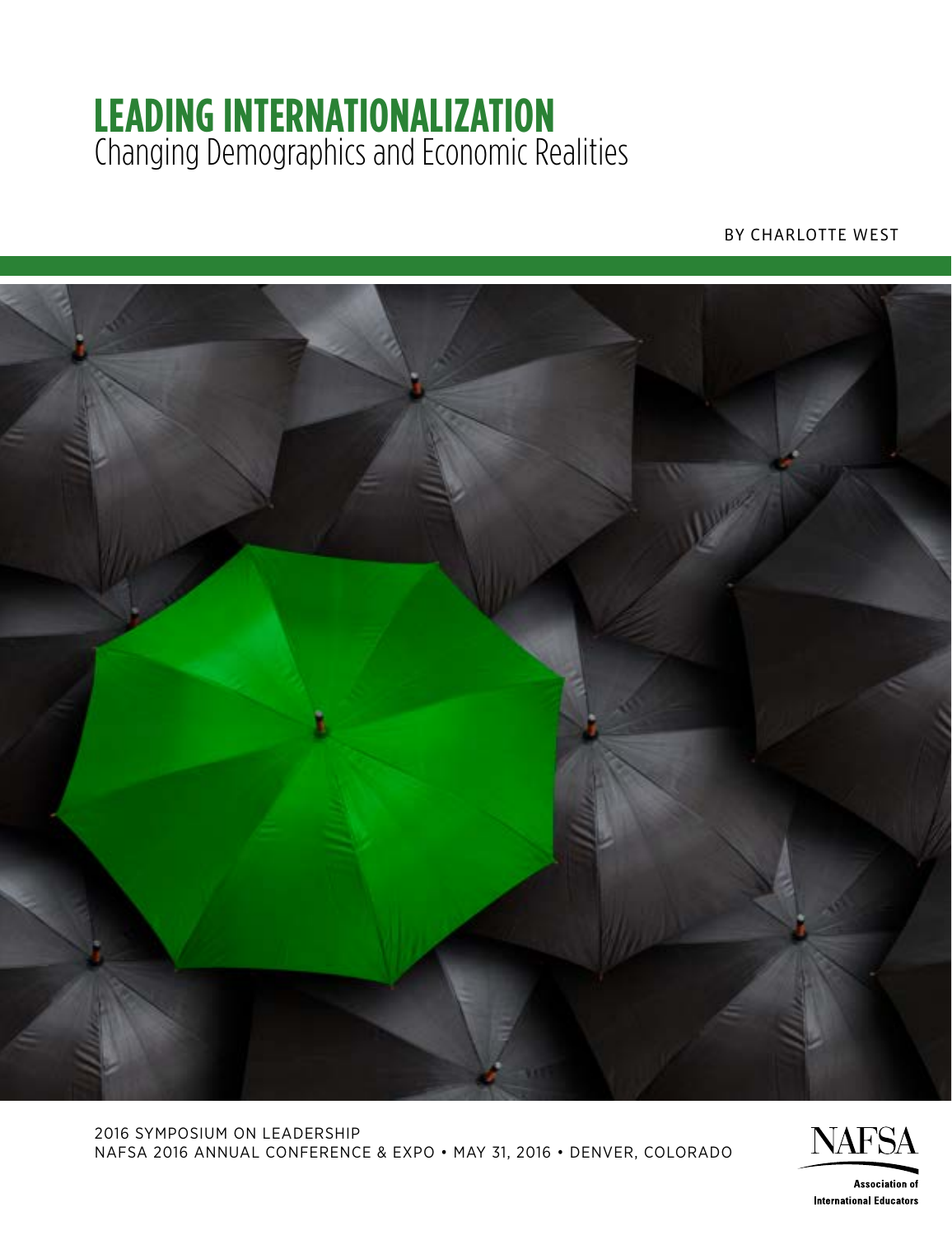# LEADING INTERNATIONALIZATION

## Changing Demographics and Economic Realities

BY CHARLOTTE WEST

2016 SYMPOSIUM ON LEADERSHIP
NAFSA 2016 ANNUAL CONFERENCE & EXPO • MAY 31, 2016 • DENVER, COLORADO

NAFSA
Association of International Educators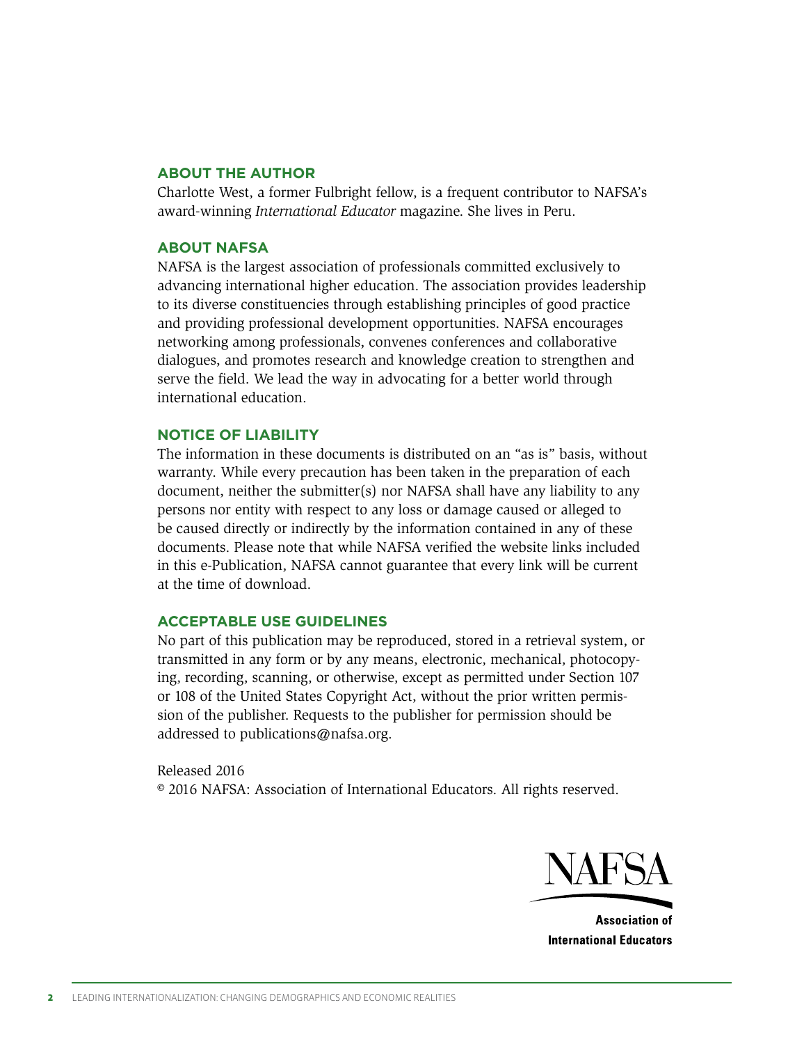## ABOUT THE AUTHOR

Charlotte West, a former Fulbright fellow, is a frequent contributor to NAFSA's award-winning *International Educator* magazine. She lives in Peru.

## ABOUT NAFSA

NAFSA is the largest association of professionals committed exclusively to advancing international higher education. The association provides leadership to its diverse constituencies through establishing principles of good practice and providing professional development opportunities. NAFSA encourages networking among professionals, convenes conferences and collaborative dialogues, and promotes research and knowledge creation to strengthen and serve the field. We lead the way in advocating for a better world through international education.

## NOTICE OF LIABILITY

The information in these documents is distributed on an "as is" basis, without warranty. While every precaution has been taken in the preparation of each document, neither the submitter(s) nor NAFSA shall have any liability to any persons nor entity with respect to any loss or damage caused or alleged to be caused directly or indirectly by the information contained in any of these documents. Please note that while NAFSA verified the website links included in this e-Publication, NAFSA cannot guarantee that every link will be current at the time of download.

## ACCEPTABLE USE GUIDELINES

No part of this publication may be reproduced, stored in a retrieval system, or transmitted in any form or by any means, electronic, mechanical, photocopying, recording, scanning, or otherwise, except as permitted under Section 107 or 108 of the United States Copyright Act, without the prior written permission of the publisher. Requests to the publisher for permission should be addressed to publications@nafsa.org.

Released 2016

© 2016 NAFSA: Association of International Educators. All rights reserved.

NAFSA

Association of International Educators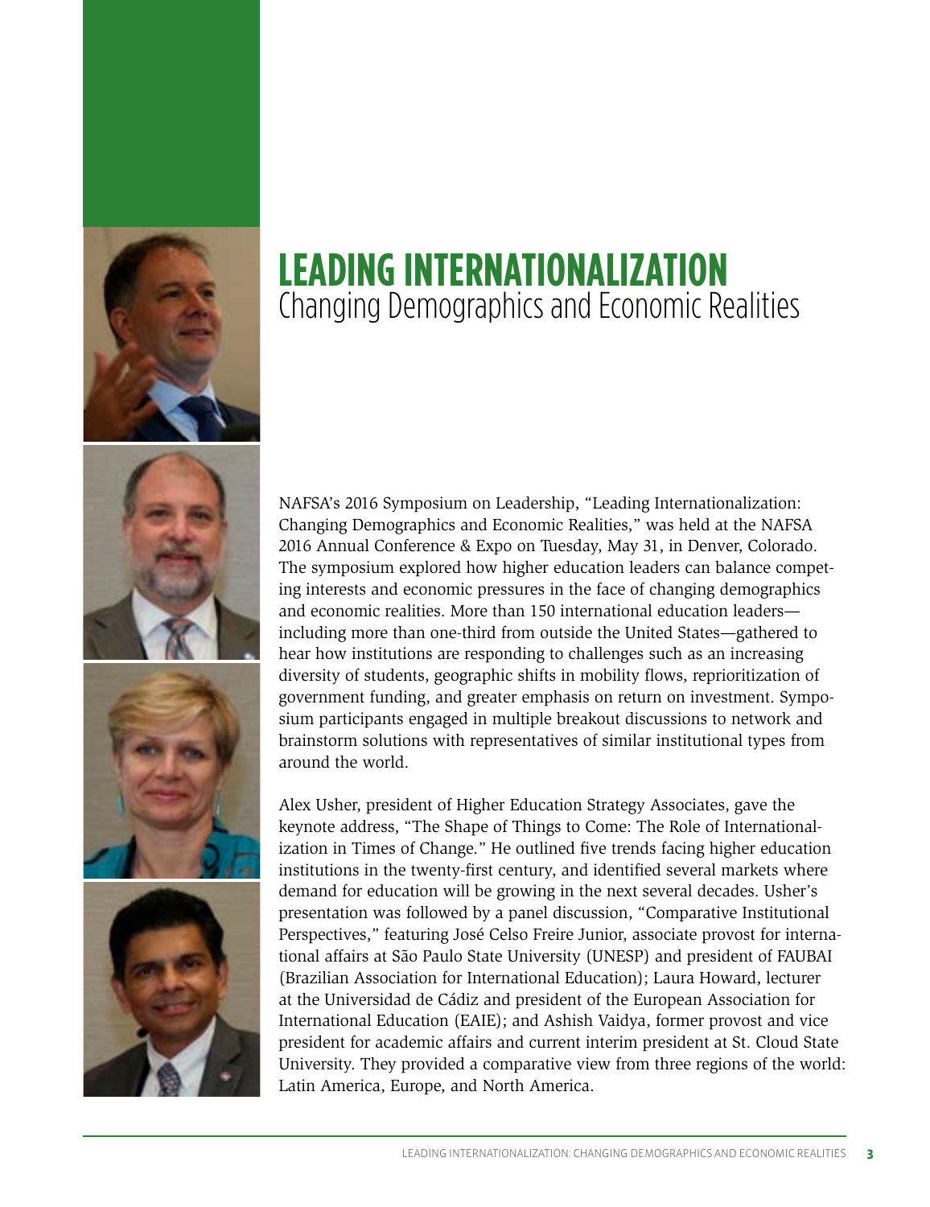# LEADING INTERNATIONALIZATION
## Changing Demographics and Economic Realities

NAFSA's 2016 Symposium on Leadership, "Leading Internationalization: Changing Demographics and Economic Realities," was held at the NAFSA 2016 Annual Conference & Expo on Tuesday, May 31, in Denver, Colorado. The symposium explored how higher education leaders can balance competing interests and economic pressures in the face of changing demographics and economic realities. More than 150 international education leaders—including more than one-third from outside the United States—gathered to hear how institutions are responding to challenges such as an increasing diversity of students, geographic shifts in mobility flows, reprioritization of government funding, and greater emphasis on return on investment. Symposium participants engaged in multiple breakout discussions to network and brainstorm solutions with representatives of similar institutional types from around the world.

Alex Usher, president of Higher Education Strategy Associates, gave the keynote address, "The Shape of Things to Come: The Role of Internationalization in Times of Change." He outlined five trends facing higher education institutions in the twenty-first century, and identified several markets where demand for education will be growing in the next several decades. Usher's presentation was followed by a panel discussion, "Comparative Institutional Perspectives," featuring José Celso Freire Junior, associate provost for international affairs at São Paulo State University (UNESP) and president of FAUBAI (Brazilian Association for International Education); Laura Howard, lecturer at the Universidad de Cádiz and president of the European Association for International Education (EAIE); and Ashish Vaidya, former provost and vice president for academic affairs and current interim president at St. Cloud State University. They provided a comparative view from three regions of the world: Latin America, Europe, and North America.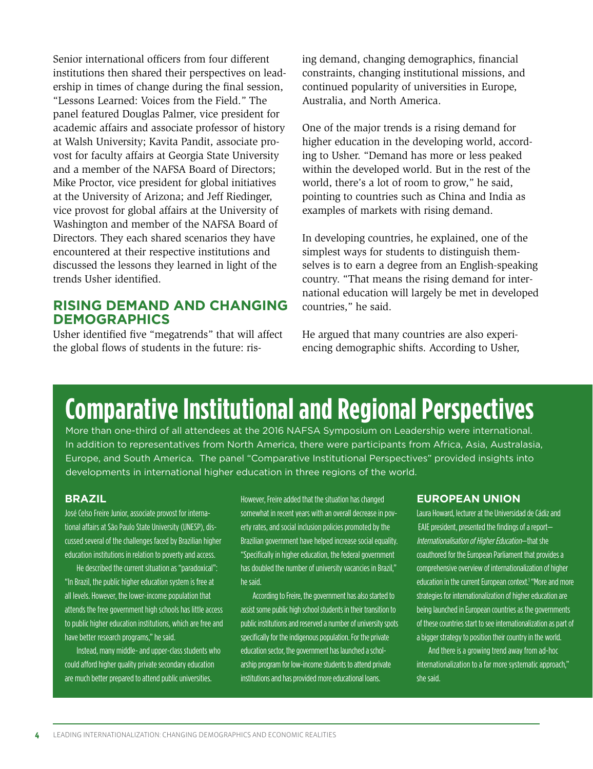Senior international officers from four different institutions then shared their perspectives on leadership in times of change during the final session, "Lessons Learned: Voices from the Field." The panel featured Douglas Palmer, vice president for academic affairs and associate professor of history at Walsh University; Kavita Pandit, associate provost for faculty affairs at Georgia State University and a member of the NAFSA Board of Directors; Mike Proctor, vice president for global initiatives at the University of Arizona; and Jeff Riedinger, vice provost for global affairs at the University of Washington and member of the NAFSA Board of Directors. They each shared scenarios they have encountered at their respective institutions and discussed the lessons they learned in light of the trends Usher identified.

## RISING DEMAND AND CHANGING DEMOGRAPHICS

Usher identified five "megatrends" that will affect the global flows of students in the future: rising demand, changing demographics, financial constraints, changing institutional missions, and continued popularity of universities in Europe, Australia, and North America.

One of the major trends is a rising demand for higher education in the developing world, according to Usher. "Demand has more or less peaked within the developed world. But in the rest of the world, there's a lot of room to grow," he said, pointing to countries such as China and India as examples of markets with rising demand.

In developing countries, he explained, one of the simplest ways for students to distinguish themselves is to earn a degree from an English-speaking country. "That means the rising demand for international education will largely be met in developed countries," he said.

He argued that many countries are also experiencing demographic shifts. According to Usher,

# Comparative Institutional and Regional Perspectives

More than one-third of all attendees at the 2016 NAFSA Symposium on Leadership were international. In addition to representatives from North America, there were participants from Africa, Asia, Australasia, Europe, and South America. The panel "Comparative Institutional Perspectives" provided insights into developments in international higher education in three regions of the world.

### BRAZIL

José Celso Freire Junior, associate provost for international affairs at São Paulo State University (UNESP), discussed several of the challenges faced by Brazilian higher education institutions in relation to poverty and access.

He described the current situation as "paradoxical": "In Brazil, the public higher education system is free at all levels. However, the lower-income population that attends the free government high schools has little access to public higher education institutions, which are free and have better research programs," he said.

Instead, many middle- and upper-class students who could afford higher quality private secondary education are much better prepared to attend public universities.

However, Freire added that the situation has changed somewhat in recent years with an overall decrease in poverty rates, and social inclusion policies promoted by the Brazilian government have helped increase social equality. "Specifically in higher education, the federal government has doubled the number of university vacancies in Brazil," he said.

According to Freire, the government has also started to assist some public high school students in their transition to public institutions and reserved a number of university spots specifically for the indigenous population. For the private education sector, the government has launched a scholarship program for low-income students to attend private institutions and has provided more educational loans.

### EUROPEAN UNION

Laura Howard, lecturer at the Universidad de Cádiz and EAIE president, presented the findings of a report—*Internationalisation of Higher Education*—that she coauthored for the European Parliament that provides a comprehensive overview of internationalization of higher education in the current European context.[1] "More and more strategies for internationalization of higher education are being launched in European countries as the governments of these countries start to see internationalization as part of a bigger strategy to position their country in the world.

And there is a growing trend away from ad-hoc internationalization to a far more systematic approach," she said.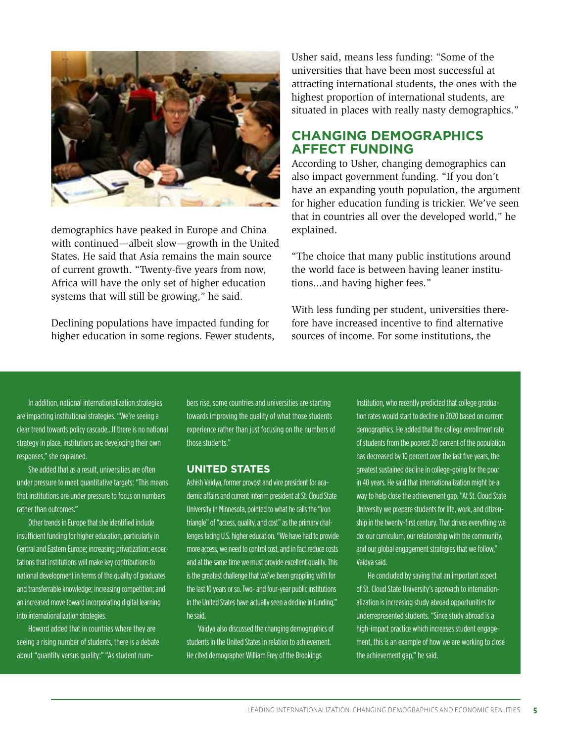demographics have peaked in Europe and China with continued—albeit slow—growth in the United States. He said that Asia remains the main source of current growth. "Twenty-five years from now, Africa will have the only set of higher education systems that will still be growing," he said.

Declining populations have impacted funding for higher education in some regions. Fewer students, Usher said, means less funding: "Some of the universities that have been most successful at attracting international students, the ones with the highest proportion of international students, are situated in places with really nasty demographics."

## CHANGING DEMOGRAPHICS AFFECT FUNDING

According to Usher, changing demographics can also impact government funding. "If you don't have an expanding youth population, the argument for higher education funding is trickier. We've seen that in countries all over the developed world," he explained.

"The choice that many public institutions around the world face is between having leaner institutions...and having higher fees."

With less funding per student, universities therefore have increased incentive to find alternative sources of income. For some institutions, the

In addition, national internationalization strategies are impacting institutional strategies. "We're seeing a clear trend towards policy cascade...If there is no national strategy in place, institutions are developing their own responses," she explained.

She added that as a result, universities are often under pressure to meet quantitative targets: "This means that institutions are under pressure to focus on numbers rather than outcomes."

Other trends in Europe that she identified include insufficient funding for higher education, particularly in Central and Eastern Europe; increasing privatization; expectations that institutions will make key contributions to national development in terms of the quality of graduates and transferrable knowledge; increasing competition; and an increased move toward incorporating digital learning into internationalization strategies.

Howard added that in countries where they are seeing a rising number of students, there is a debate about "quantity versus quality:" "As student numbers rise, some countries and universities are starting towards improving the quality of what those students experience rather than just focusing on the numbers of those students."

### UNITED STATES

Ashish Vaidya, former provost and vice president for academic affairs and current interim president at St. Cloud State University in Minnesota, pointed to what he calls the "iron triangle" of "access, quality, and cost" as the primary challenges facing U.S. higher education. "We have had to provide more access, we need to control cost, and in fact reduce costs and at the same time we must provide excellent quality. This is the greatest challenge that we've been grappling with for the last 10 years or so. Two- and four-year public institutions in the United States have actually seen a decline in funding," he said.

Vaidya also discussed the changing demographics of students in the United States in relation to achievement. He cited demographer William Frey of the Brookings Institution, who recently predicted that college graduation rates would start to decline in 2020 based on current demographics. He added that the college enrollment rate of students from the poorest 20 percent of the population has decreased by 10 percent over the last five years, the greatest sustained decline in college-going for the poor in 40 years. He said that internationalization might be a way to help close the achievement gap. "At St. Cloud State University we prepare students for life, work, and citizenship in the twenty-first century. That drives everything we do: our curriculum, our relationship with the community, and our global engagement strategies that we follow," Vaidya said.

He concluded by saying that an important aspect of St. Cloud State University's approach to internationalization is increasing study abroad opportunities for underrepresented students. "Since study abroad is a high-impact practice which increases student engagement, this is an example of how we are working to close the achievement gap," he said.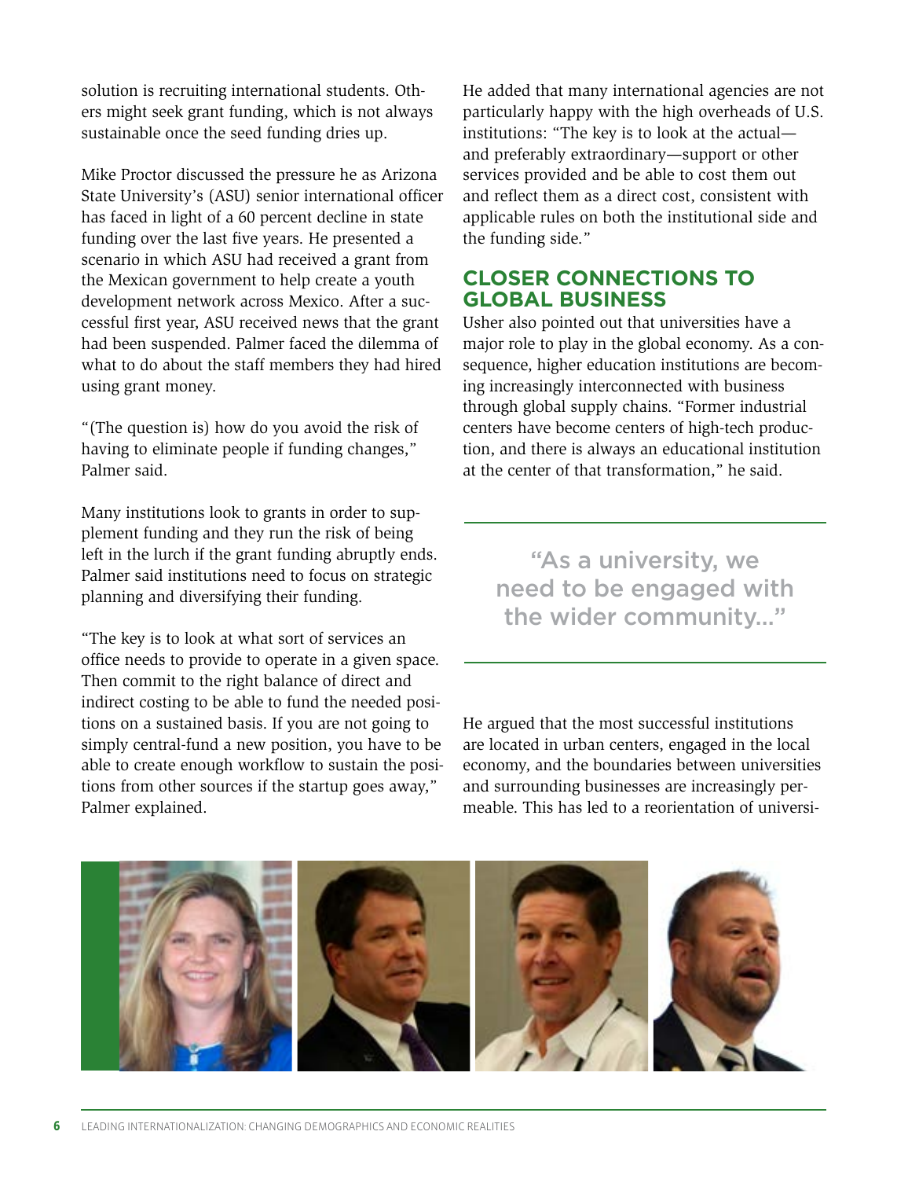solution is recruiting international students. Others might seek grant funding, which is not always sustainable once the seed funding dries up.

Mike Proctor discussed the pressure he as Arizona State University's (ASU) senior international officer has faced in light of a 60 percent decline in state funding over the last five years. He presented a scenario in which ASU had received a grant from the Mexican government to help create a youth development network across Mexico. After a successful first year, ASU received news that the grant had been suspended. Palmer faced the dilemma of what to do about the staff members they had hired using grant money.

"(The question is) how do you avoid the risk of having to eliminate people if funding changes," Palmer said.

Many institutions look to grants in order to supplement funding and they run the risk of being left in the lurch if the grant funding abruptly ends. Palmer said institutions need to focus on strategic planning and diversifying their funding.

"The key is to look at what sort of services an office needs to provide to operate in a given space. Then commit to the right balance of direct and indirect costing to be able to fund the needed positions on a sustained basis. If you are not going to simply central-fund a new position, you have to be able to create enough workflow to sustain the positions from other sources if the startup goes away," Palmer explained.

He added that many international agencies are not particularly happy with the high overheads of U.S. institutions: "The key is to look at the actual—and preferably extraordinary—support or other services provided and be able to cost them out and reflect them as a direct cost, consistent with applicable rules on both the institutional side and the funding side."

## CLOSER CONNECTIONS TO GLOBAL BUSINESS

Usher also pointed out that universities have a major role to play in the global economy. As a consequence, higher education institutions are becoming increasingly interconnected with business through global supply chains. "Former industrial centers have become centers of high-tech production, and there is always an educational institution at the center of that transformation," he said.

> "As a university, we need to be engaged with the wider community..."

He argued that the most successful institutions are located in urban centers, engaged in the local economy, and the boundaries between universities and surrounding businesses are increasingly permeable. This has led to a reorientation of universi-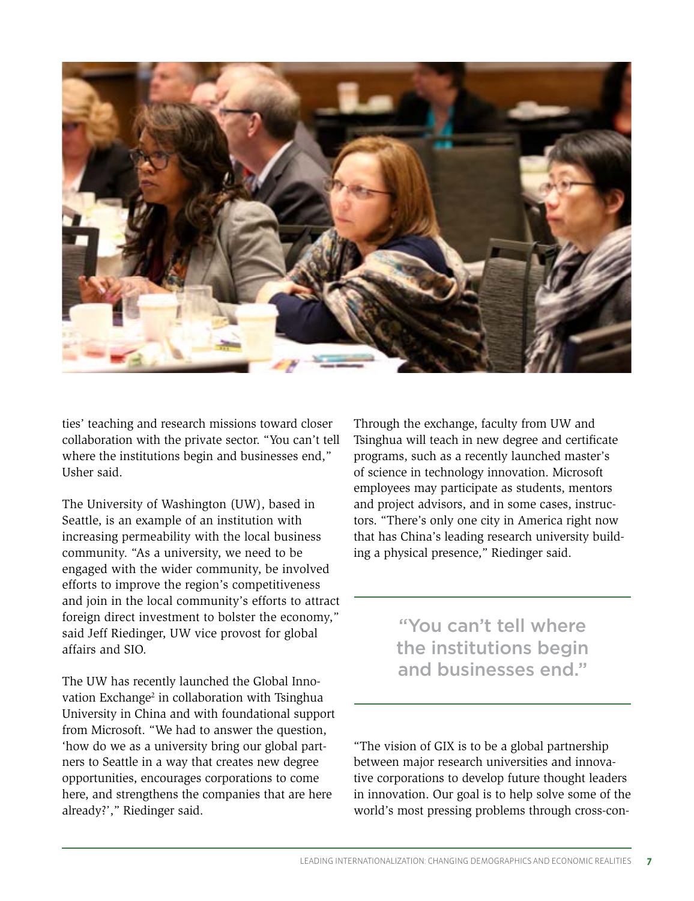ties' teaching and research missions toward closer collaboration with the private sector. "You can't tell where the institutions begin and businesses end," Usher said.

The University of Washington (UW), based in Seattle, is an example of an institution with increasing permeability with the local business community. "As a university, we need to be engaged with the wider community, be involved efforts to improve the region's competitiveness and join in the local community's efforts to attract foreign direct investment to bolster the economy," said Jeff Riedinger, UW vice provost for global affairs and SIO.

The UW has recently launched the Global Innovation Exchange[2] in collaboration with Tsinghua University in China and with foundational support from Microsoft. "We had to answer the question, 'how do we as a university bring our global partners to Seattle in a way that creates new degree opportunities, encourages corporations to come here, and strengthens the companies that are here already?'," Riedinger said.

Through the exchange, faculty from UW and Tsinghua will teach in new degree and certificate programs, such as a recently launched master's of science in technology innovation. Microsoft employees may participate as students, mentors and project advisors, and in some cases, instructors. "There's only one city in America right now that has China's leading research university building a physical presence," Riedinger said.

> "You can't tell where the institutions begin and businesses end."

"The vision of GIX is to be a global partnership between major research universities and innovative corporations to develop future thought leaders in innovation. Our goal is to help solve some of the world's most pressing problems through cross-con-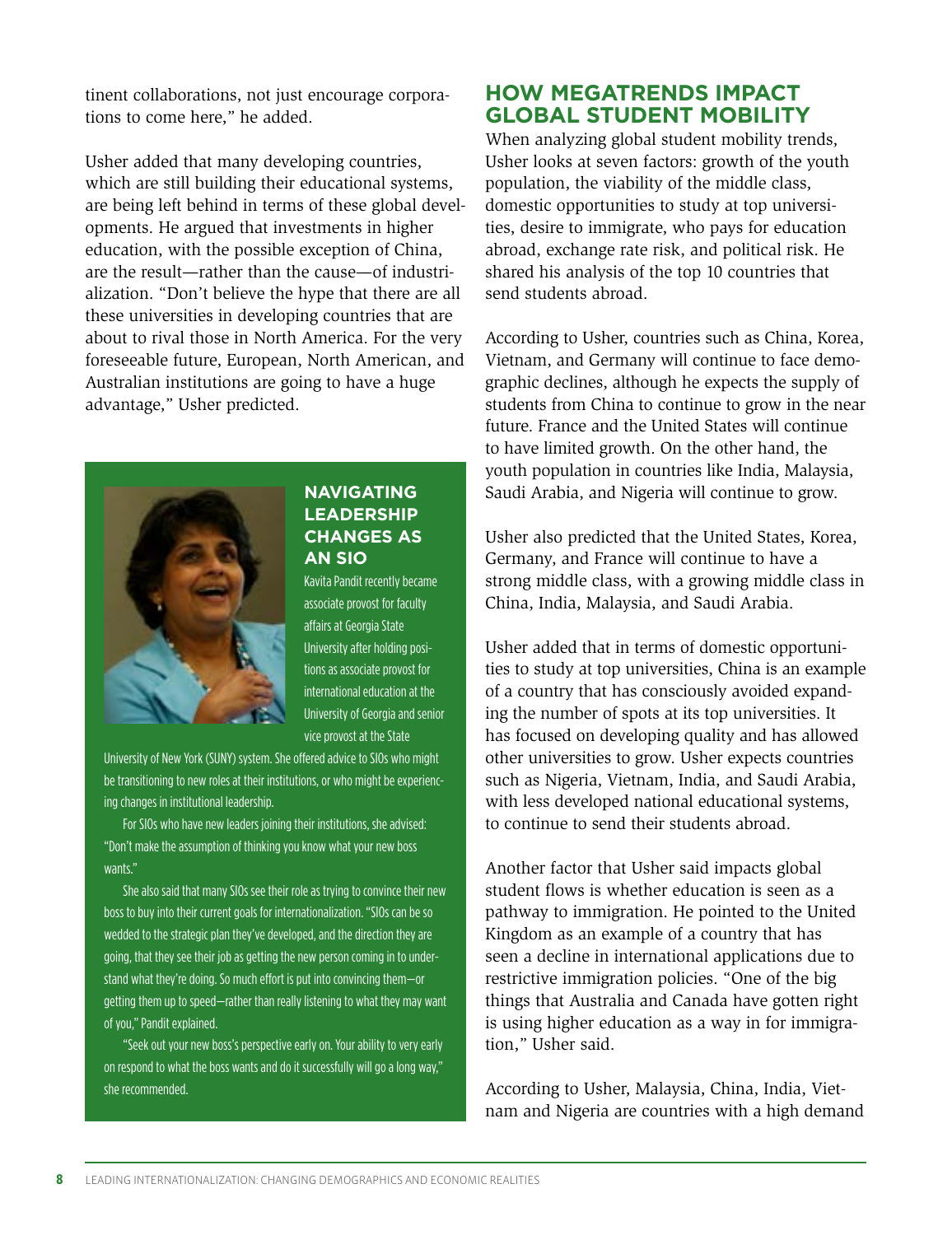tinent collaborations, not just encourage corporations to come here," he added.

Usher added that many developing countries, which are still building their educational systems, are being left behind in terms of these global developments. He argued that investments in higher education, with the possible exception of China, are the result—rather than the cause—of industrialization. "Don't believe the hype that there are all these universities in developing countries that are about to rival those in North America. For the very foreseeable future, European, North American, and Australian institutions are going to have a huge advantage," Usher predicted.

### NAVIGATING LEADERSHIP CHANGES AS AN SIO

Kavita Pandit recently became associate provost for faculty affairs at Georgia State University after holding positions as associate provost for international education at the University of Georgia and senior vice provost at the State University of New York (SUNY) system. She offered advice to SIOs who might be transitioning to new roles at their institutions, or who might be experiencing changes in institutional leadership.

For SIOs who have new leaders joining their institutions, she advised: "Don't make the assumption of thinking you know what your new boss wants."

She also said that many SIOs see their role as trying to convince their new boss to buy into their current goals for internationalization. "SIOs can be so wedded to the strategic plan they've developed, and the direction they are going, that they see their job as getting the new person coming in to understand what they're doing. So much effort is put into convincing them—or getting them up to speed—rather than really listening to what they may want of you," Pandit explained.

"Seek out your new boss's perspective early on. Your ability to very early on respond to what the boss wants and do it successfully will go a long way," she recommended.

## HOW MEGATRENDS IMPACT GLOBAL STUDENT MOBILITY

When analyzing global student mobility trends, Usher looks at seven factors: growth of the youth population, the viability of the middle class, domestic opportunities to study at top universities, desire to immigrate, who pays for education abroad, exchange rate risk, and political risk. He shared his analysis of the top 10 countries that send students abroad.

According to Usher, countries such as China, Korea, Vietnam, and Germany will continue to face demographic declines, although he expects the supply of students from China to continue to grow in the near future. France and the United States will continue to have limited growth. On the other hand, the youth population in countries like India, Malaysia, Saudi Arabia, and Nigeria will continue to grow.

Usher also predicted that the United States, Korea, Germany, and France will continue to have a strong middle class, with a growing middle class in China, India, Malaysia, and Saudi Arabia.

Usher added that in terms of domestic opportunities to study at top universities, China is an example of a country that has consciously avoided expanding the number of spots at its top universities. It has focused on developing quality and has allowed other universities to grow. Usher expects countries such as Nigeria, Vietnam, India, and Saudi Arabia, with less developed national educational systems, to continue to send their students abroad.

Another factor that Usher said impacts global student flows is whether education is seen as a pathway to immigration. He pointed to the United Kingdom as an example of a country that has seen a decline in international applications due to restrictive immigration policies. "One of the big things that Australia and Canada have gotten right is using higher education as a way in for immigration," Usher said.

According to Usher, Malaysia, China, India, Vietnam and Nigeria are countries with a high demand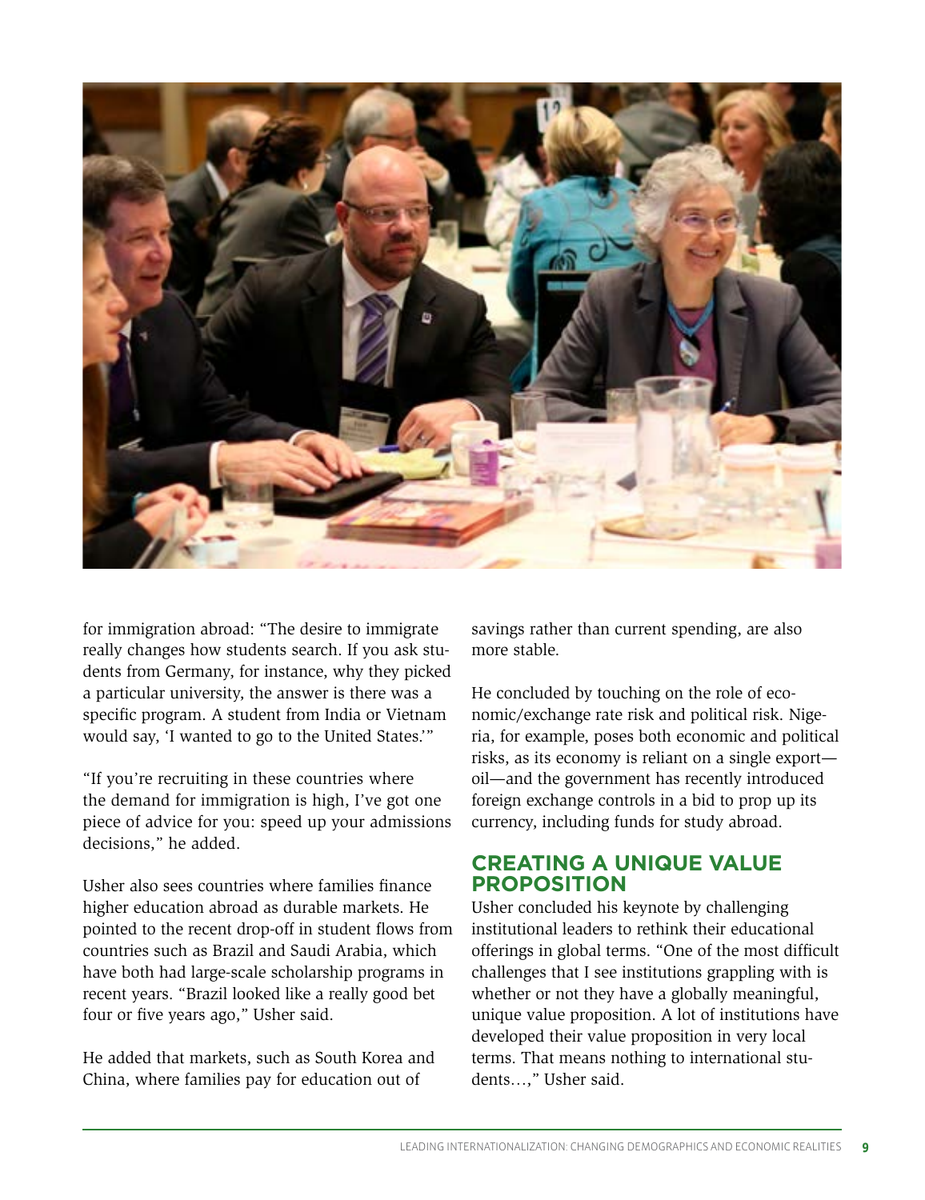for immigration abroad: "The desire to immigrate really changes how students search. If you ask students from Germany, for instance, why they picked a particular university, the answer is there was a specific program. A student from India or Vietnam would say, 'I wanted to go to the United States.'"

"If you're recruiting in these countries where the demand for immigration is high, I've got one piece of advice for you: speed up your admissions decisions," he added.

Usher also sees countries where families finance higher education abroad as durable markets. He pointed to the recent drop-off in student flows from countries such as Brazil and Saudi Arabia, which have both had large-scale scholarship programs in recent years. "Brazil looked like a really good bet four or five years ago," Usher said.

He added that markets, such as South Korea and China, where families pay for education out of savings rather than current spending, are also more stable.

He concluded by touching on the role of economic/exchange rate risk and political risk. Nigeria, for example, poses both economic and political risks, as its economy is reliant on a single export—oil—and the government has recently introduced foreign exchange controls in a bid to prop up its currency, including funds for study abroad.

## CREATING A UNIQUE VALUE PROPOSITION

Usher concluded his keynote by challenging institutional leaders to rethink their educational offerings in global terms. "One of the most difficult challenges that I see institutions grappling with is whether or not they have a globally meaningful, unique value proposition. A lot of institutions have developed their value proposition in very local terms. That means nothing to international students…," Usher said.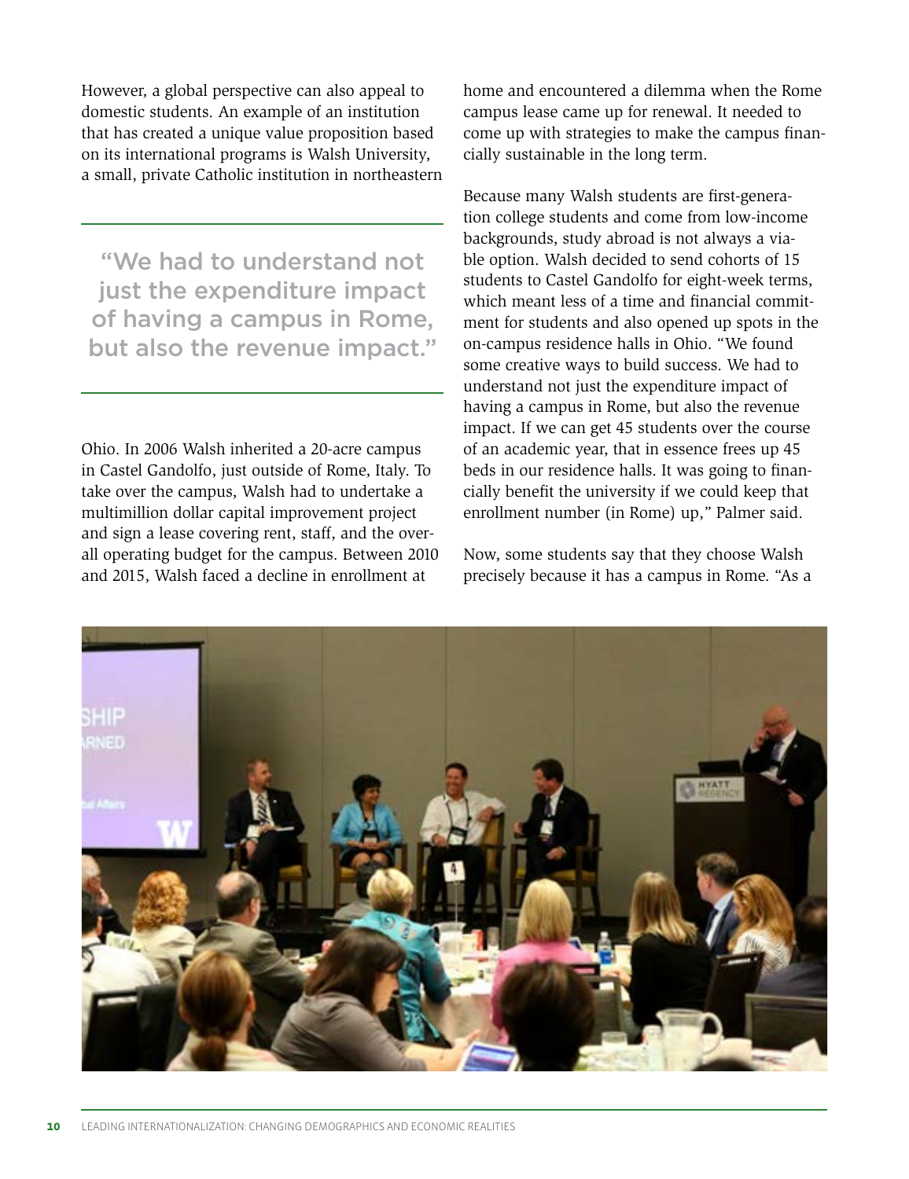However, a global perspective can also appeal to domestic students. An example of an institution that has created a unique value proposition based on its international programs is Walsh University, a small, private Catholic institution in northeastern Ohio. In 2006 Walsh inherited a 20-acre campus in Castel Gandolfo, just outside of Rome, Italy. To take over the campus, Walsh had to undertake a multimillion dollar capital improvement project and sign a lease covering rent, staff, and the overall operating budget for the campus. Between 2010 and 2015, Walsh faced a decline in enrollment at home and encountered a dilemma when the Rome campus lease came up for renewal. It needed to come up with strategies to make the campus financially sustainable in the long term.

> "We had to understand not just the expenditure impact of having a campus in Rome, but also the revenue impact."

Because many Walsh students are first-generation college students and come from low-income backgrounds, study abroad is not always a viable option. Walsh decided to send cohorts of 15 students to Castel Gandolfo for eight-week terms, which meant less of a time and financial commitment for students and also opened up spots in the on-campus residence halls in Ohio. "We found some creative ways to build success. We had to understand not just the expenditure impact of having a campus in Rome, but also the revenue impact. If we can get 45 students over the course of an academic year, that in essence frees up 45 beds in our residence halls. It was going to financially benefit the university if we could keep that enrollment number (in Rome) up," Palmer said.

Now, some students say that they choose Walsh precisely because it has a campus in Rome. "As a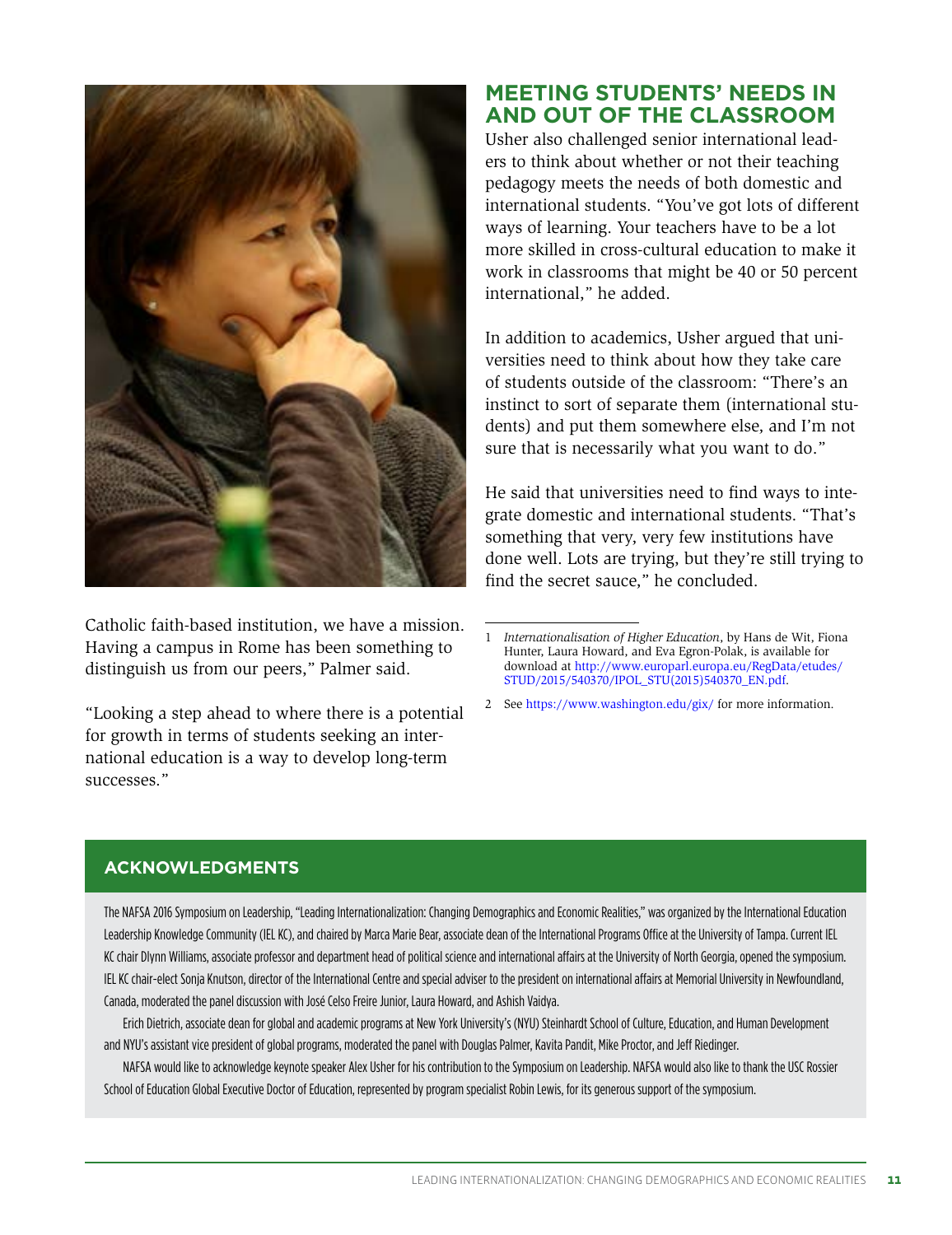Catholic faith-based institution, we have a mission. Having a campus in Rome has been something to distinguish us from our peers," Palmer said.

"Looking a step ahead to where there is a potential for growth in terms of students seeking an international education is a way to develop long-term successes."

## MEETING STUDENTS' NEEDS IN AND OUT OF THE CLASSROOM

Usher also challenged senior international leaders to think about whether or not their teaching pedagogy meets the needs of both domestic and international students. "You've got lots of different ways of learning. Your teachers have to be a lot more skilled in cross-cultural education to make it work in classrooms that might be 40 or 50 percent international," he added.

In addition to academics, Usher argued that universities need to think about how they take care of students outside of the classroom: "There's an instinct to sort of separate them (international students) and put them somewhere else, and I'm not sure that is necessarily what you want to do."

He said that universities need to find ways to integrate domestic and international students. "That's something that very, very few institutions have done well. Lots are trying, but they're still trying to find the secret sauce," he concluded.

---

1 *Internationalisation of Higher Education*, by Hans de Wit, Fiona Hunter, Laura Howard, and Eva Egron-Polak, is available for download at http://www.europarl.europa.eu/RegData/etudes/STUD/2015/540370/IPOL_STU(2015)540370_EN.pdf.

2 See https://www.washington.edu/gix/ for more information.

## ACKNOWLEDGMENTS

The NAFSA 2016 Symposium on Leadership, "Leading Internationalization: Changing Demographics and Economic Realities," was organized by the International Education Leadership Knowledge Community (IEL KC), and chaired by Marca Marie Bear, associate dean of the International Programs Office at the University of Tampa. Current IEL KC chair Dlynn Williams, associate professor and department head of political science and international affairs at the University of North Georgia, opened the symposium. IEL KC chair-elect Sonja Knutson, director of the International Centre and special adviser to the president on international affairs at Memorial University in Newfoundland, Canada, moderated the panel discussion with José Celso Freire Junior, Laura Howard, and Ashish Vaidya.

Erich Dietrich, associate dean for global and academic programs at New York University's (NYU) Steinhardt School of Culture, Education, and Human Development and NYU's assistant vice president of global programs, moderated the panel with Douglas Palmer, Kavita Pandit, Mike Proctor, and Jeff Riedinger.

NAFSA would like to acknowledge keynote speaker Alex Usher for his contribution to the Symposium on Leadership. NAFSA would also like to thank the USC Rossier School of Education Global Executive Doctor of Education, represented by program specialist Robin Lewis, for its generous support of the symposium.